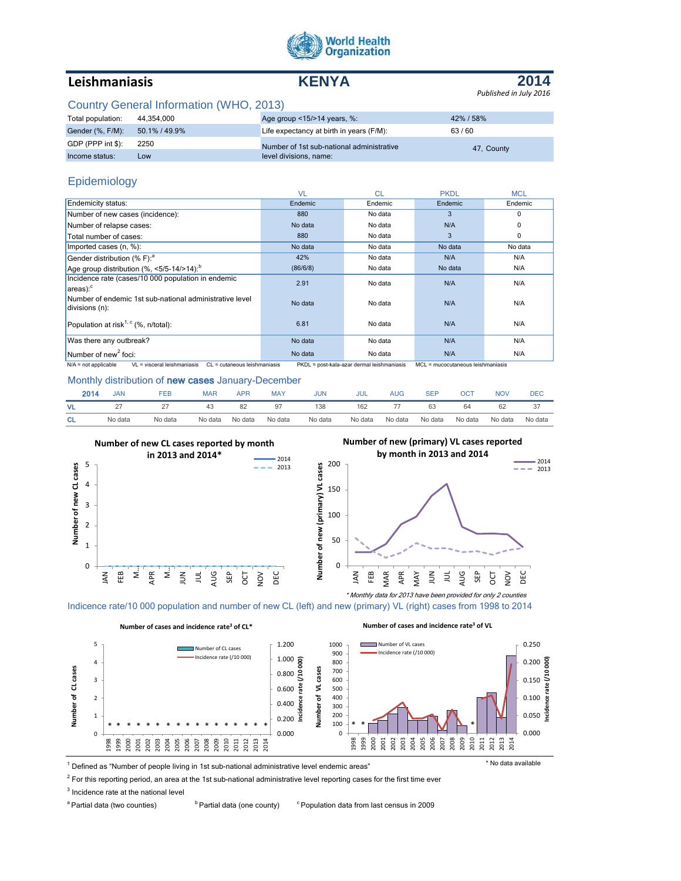World Health Organization

# Leishmaniasis — KENYA — 2014

*Published in July 2016*

## Country General Information (WHO, 2013)

| | | | |
|---|---|---|---|
| Total population: | 44,354,000 | Age group <15/>14 years, %: | 42% / 58% |
| Gender (%, F/M): | 50.1% / 49.9% | Life expectancy at birth in years (F/M): | 63 / 60 |
| GDP (PPP int $): | 2250 | Number of 1st sub-national administrative level divisions, name: | 47, County |
| Income status: | Low | | |

## Epidemiology

| | VL | CL | PKDL | MCL |
|---|---|---|---|---|
| Endemicity status: | Endemic | Endemic | Endemic | Endemic |
| Number of new cases (incidence): | 880 | No data | 3 | 0 |
| Number of relapse cases: | No data | No data | N/A | 0 |
| Total number of cases: | 880 | No data | 3 | 0 |
| Imported cases (n, %): | No data | No data | No data | No data |
| Gender distribution (% F):[a] | 42% | No data | N/A | N/A |
| Age group distribution (%, <5/5-14/>14):[b] | (86/6/8) | No data | No data | N/A |
| Incidence rate (cases/10 000 population in endemic areas):[c] | 2.91 | No data | N/A | N/A |
| Number of endemic 1st sub-national administrative level divisions (n): | No data | No data | N/A | N/A |
| Population at risk[1, c] (%, n/total): | 6.81 | No data | N/A | N/A |
| Was there any outbreak? | No data | No data | N/A | N/A |
| Number of new[2] foci: | No data | No data | N/A | N/A |

N/A = not applicable VL = visceral leishmaniasis CL = cutaneous leishmaniasis PKDL = post-kala-azar dermal leishmaniasis MCL = mucocutaneous leishmaniasis

## Monthly distribution of **new cases** January-December

| 2014 | JAN | FEB | MAR | APR | MAY | JUN | JUL | AUG | SEP | OCT | NOV | DEC |
|---|---|---|---|---|---|---|---|---|---|---|---|---|
| VL | 27 | 27 | 43 | 82 | 97 | 138 | 162 | 77 | 63 | 64 | 62 | 37 |
| CL | No data | No data | No data | No data | No data | No data | No data | No data | No data | No data | No data | No data |

**Number of new CL cases reported by month in 2013 and 2014***

**Number of new (primary) VL cases reported by month in 2013 and 2014**

*\* Monthly data for 2013 have been provided for only 2 counties*

## Indicence rate/10 000 population and number of new CL (left) and new (primary) VL (right) cases from 1998 to 2014

**Number of cases and incidence rate[3] of CL***

**Number of cases and incidence rate[3] of VL**

\* No data available

[1] Defined as "Number of people living in 1st sub-national administrative level endemic areas"

[2] For this reporting period, an area at the 1st sub-national administrative level reporting cases for the first time ever

[3] Incidence rate at the national level

[a] Partial data (two counties) [b] Partial data (one county) [c] Population data from last census in 2009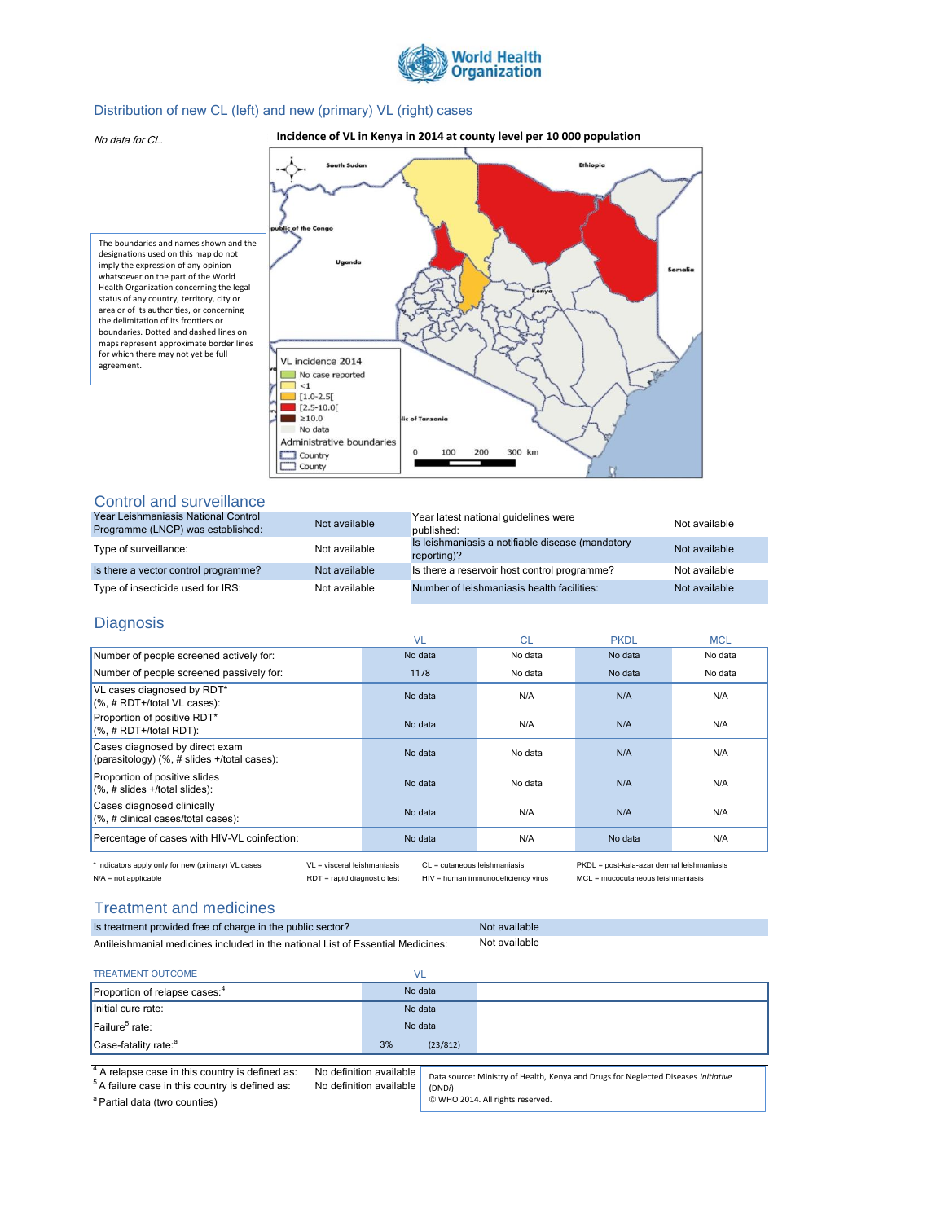World Health Organization

## Distribution of new CL (left) and new (primary) VL (right) cases

*No data for CL.*

**Incidence of VL in Kenya in 2014 at county level per 10 000 population**

The boundaries and names shown and the designations used on this map do not imply the expression of any opinion whatsoever on the part of the World Health Organization concerning the legal status of any country, territory, city or area or of its authorities, or concerning the delimitation of its frontiers or boundaries. Dotted and dashed lines on maps represent approximate border lines for which there may not yet be full agreement.

South Sudan
Ethiopia
Republic of the Congo
Uganda
Somalia
Kenya
United Republic of Tanzania

VL incidence 2014
No case reported
<1
[1.0-2.5[
[2.5-10.0[
≥10.0
No data
Administrative boundaries
Country
County

0 100 200 300 km

## Control and surveillance

| | | | |
|---|---|---|---|
| Year Leishmaniasis National Control Programme (LNCP) was established: | Not available | Year latest national guidelines were published: | Not available |
| Type of surveillance: | Not available | Is leishmaniasis a notifiable disease (mandatory reporting)? | Not available |
| Is there a vector control programme? | Not available | Is there a reservoir host control programme? | Not available |
| Type of insecticide used for IRS: | Not available | Number of leishmaniasis health facilities: | Not available |

## Diagnosis

| | VL | CL | PKDL | MCL |
|---|---|---|---|---|
| Number of people screened actively for: | No data | No data | No data | No data |
| Number of people screened passively for: | 1178 | No data | No data | No data |
| VL cases diagnosed by RDT* (%, # RDT+/total VL cases): | No data | N/A | N/A | N/A |
| Proportion of positive RDT* (%, # RDT+/total RDT): | No data | N/A | N/A | N/A |
| Cases diagnosed by direct exam (parasitology) (%, # slides +/total cases): | No data | No data | N/A | N/A |
| Proportion of positive slides (%, # slides +/total slides): | No data | No data | N/A | N/A |
| Cases diagnosed clinically (%, # clinical cases/total cases): | No data | N/A | N/A | N/A |
| Percentage of cases with HIV-VL coinfection: | No data | N/A | No data | N/A |

\* Indicators apply only for new (primary) VL cases
N/A = not applicable
VL = visceral leishmaniasis
RDT = rapid diagnostic test
CL = cutaneous leishmaniasis
HIV = human immunodeficiency virus
PKDL = post-kala-azar dermal leishmaniasis
MCL = mucocutaneous leishmaniasis

## Treatment and medicines

| | |
|---|---|
| Is treatment provided free of charge in the public sector? | Not available |
| Antileishmanial medicines included in the national List of Essential Medicines: | Not available |

| TREATMENT OUTCOME | VL |
|---|---|
| Proportion of relapse cases:[4] | No data |
| Initial cure rate: | No data |
| Failure[5] rate: | No data |
| Case-fatality rate:[a] | 3% (23/812) |

[4] A relapse case in this country is defined as: No definition available
[5] A failure case in this country is defined as: No definition available
[a] Partial data (two counties)

Data source: Ministry of Health, Kenya and Drugs for Neglected Diseases *initiative* (DNDi)
© WHO 2014. All rights reserved.